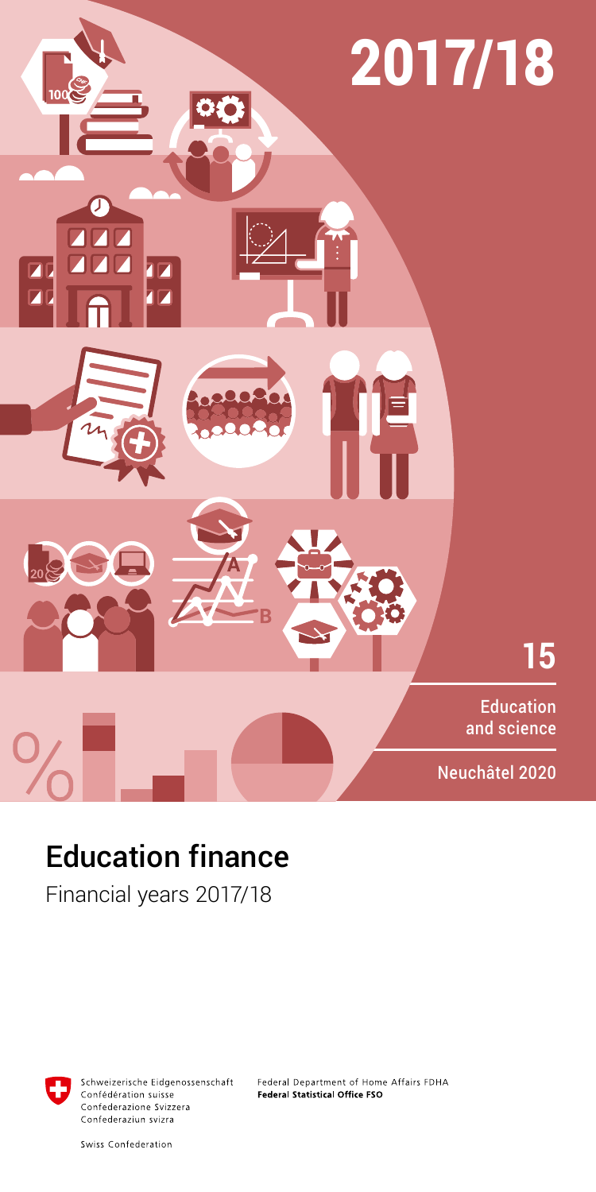# 2017/18

15

Education and science

Neuchâtel 2020

# Education finance

Financial years 2017/18

Schweizerische Eidgenossenschaft
Confédération suisse
Confederazione Svizzera
Confederaziun svizra

Swiss Confederation

Federal Department of Home Affairs FDHA
**Federal Statistical Office FSO**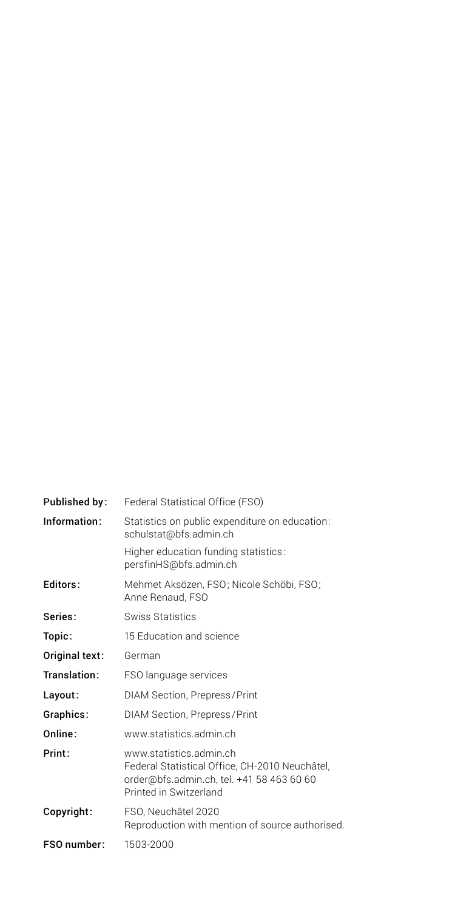| | |
|---|---|
| **Published by:** | Federal Statistical Office (FSO) |
| **Information:** | Statistics on public expenditure on education: schulstat@bfs.admin.ch |
| | Higher education funding statistics: persfinHS@bfs.admin.ch |
| **Editors:** | Mehmet Aksözen, FSO; Nicole Schöbi, FSO; Anne Renaud, FSO |
| **Series:** | Swiss Statistics |
| **Topic:** | 15 Education and science |
| **Original text:** | German |
| **Translation:** | FSO language services |
| **Layout:** | DIAM Section, Prepress/Print |
| **Graphics:** | DIAM Section, Prepress/Print |
| **Online:** | www.statistics.admin.ch |
| **Print:** | www.statistics.admin.ch<br>Federal Statistical Office, CH-2010 Neuchâtel,<br>order@bfs.admin.ch, tel. +41 58 463 60 60<br>Printed in Switzerland |
| **Copyright:** | FSO, Neuchâtel 2020<br>Reproduction with mention of source authorised. |
| **FSO number:** | 1503-2000 |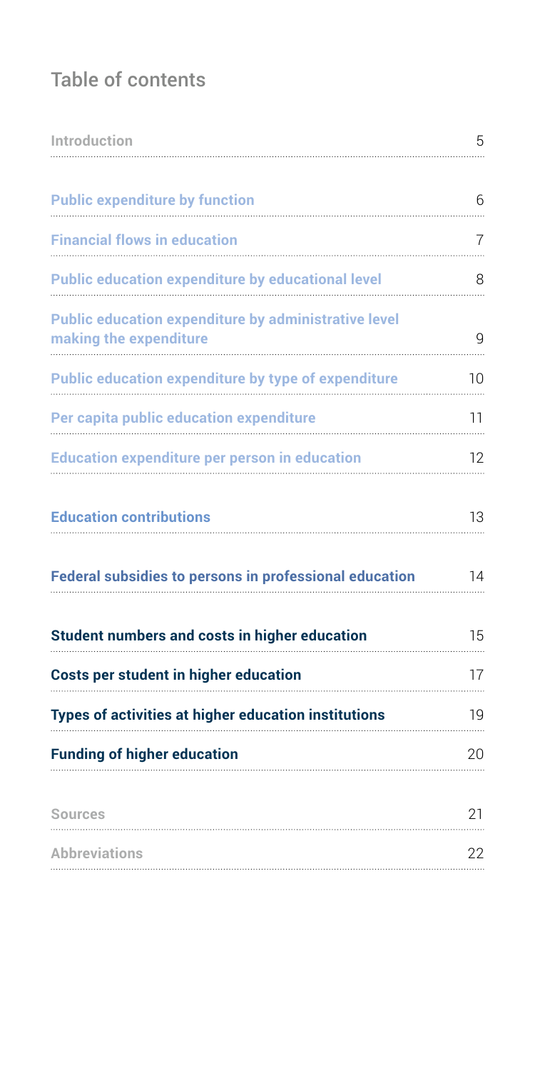## Table of contents

| | |
|---|---|
| Introduction | 5 |
| **Public expenditure by function** | 6 |
| **Financial flows in education** | 7 |
| **Public education expenditure by educational level** | 8 |
| **Public education expenditure by administrative level making the expenditure** | 9 |
| **Public education expenditure by type of expenditure** | 10 |
| **Per capita public education expenditure** | 11 |
| **Education expenditure per person in education** | 12 |
| **Education contributions** | 13 |
| **Federal subsidies to persons in professional education** | 14 |
| **Student numbers and costs in higher education** | 15 |
| **Costs per student in higher education** | 17 |
| **Types of activities at higher education institutions** | 19 |
| **Funding of higher education** | 20 |
| Sources | 21 |
| Abbreviations | 22 |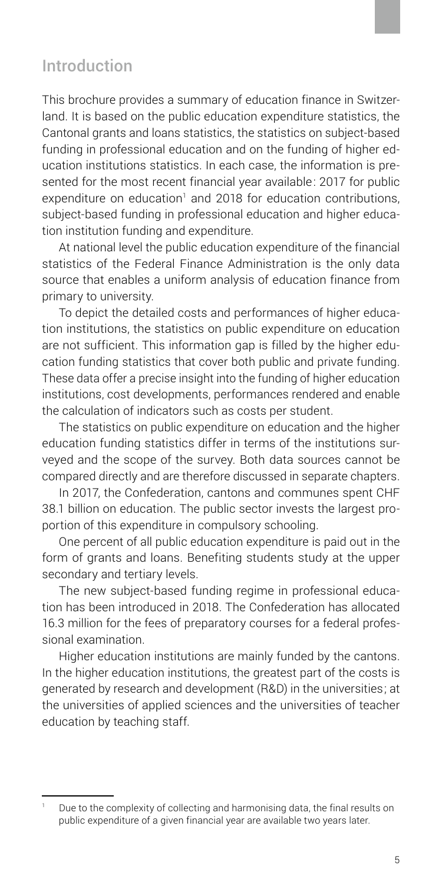## Introduction

This brochure provides a summary of education finance in Switzerland. It is based on the public education expenditure statistics, the Cantonal grants and loans statistics, the statistics on subject-based funding in professional education and on the funding of higher education institutions statistics. In each case, the information is presented for the most recent financial year available: 2017 for public expenditure on education[1] and 2018 for education contributions, subject-based funding in professional education and higher education institution funding and expenditure.

At national level the public education expenditure of the financial statistics of the Federal Finance Administration is the only data source that enables a uniform analysis of education finance from primary to university.

To depict the detailed costs and performances of higher education institutions, the statistics on public expenditure on education are not sufficient. This information gap is filled by the higher education funding statistics that cover both public and private funding. These data offer a precise insight into the funding of higher education institutions, cost developments, performances rendered and enable the calculation of indicators such as costs per student.

The statistics on public expenditure on education and the higher education funding statistics differ in terms of the institutions surveyed and the scope of the survey. Both data sources cannot be compared directly and are therefore discussed in separate chapters.

In 2017, the Confederation, cantons and communes spent CHF 38.1 billion on education. The public sector invests the largest proportion of this expenditure in compulsory schooling.

One percent of all public education expenditure is paid out in the form of grants and loans. Benefiting students study at the upper secondary and tertiary levels.

The new subject-based funding regime in professional education has been introduced in 2018. The Confederation has allocated 16.3 million for the fees of preparatory courses for a federal professional examination.

Higher education institutions are mainly funded by the cantons. In the higher education institutions, the greatest part of the costs is generated by research and development (R&D) in the universities; at the universities of applied sciences and the universities of teacher education by teaching staff.

---

[1] Due to the complexity of collecting and harmonising data, the final results on public expenditure of a given financial year are available two years later.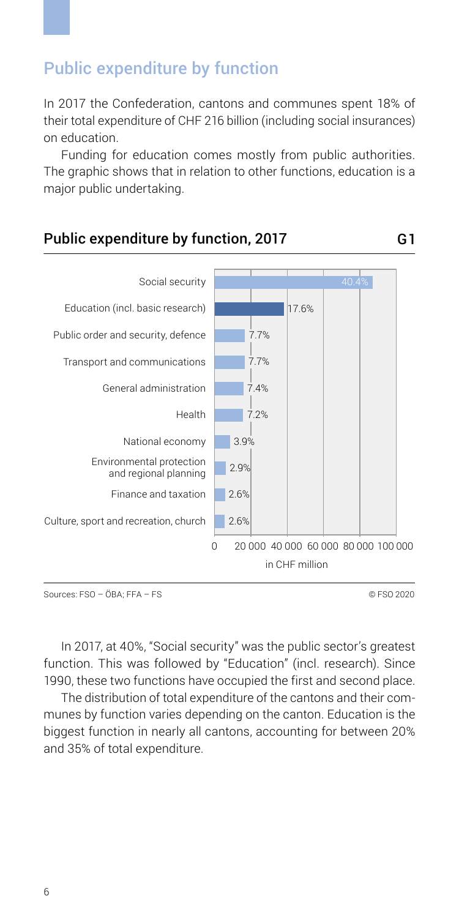## Public expenditure by function

In 2017 the Confederation, cantons and communes spent 18% of their total expenditure of CHF 216 billion (including social insurances) on education.

Funding for education comes mostly from public authorities. The graphic shows that in relation to other functions, education is a major public undertaking.

### Public expenditure by function, 2017 G1

| Function | Share |
|---|---|
| Social security | 40.4% |
| Education (incl. basic research) | 17.6% |
| Public order and security, defence | 7.7% |
| Transport and communications | 7.7% |
| General administration | 7.4% |
| Health | 7.2% |
| National economy | 3.9% |
| Environmental protection and regional planning | 2.9% |
| Finance and taxation | 2.6% |
| Culture, sport and recreation, church | 2.6% |

in CHF million (axis: 0, 20 000, 40 000, 60 000, 80 000, 100 000)

Sources: FSO – ÖBA; FFA – FS © FSO 2020

In 2017, at 40%, "Social security" was the public sector's greatest function. This was followed by "Education" (incl. research). Since 1990, these two functions have occupied the first and second place.

The distribution of total expenditure of the cantons and their communes by function varies depending on the canton. Education is the biggest function in nearly all cantons, accounting for between 20% and 35% of total expenditure.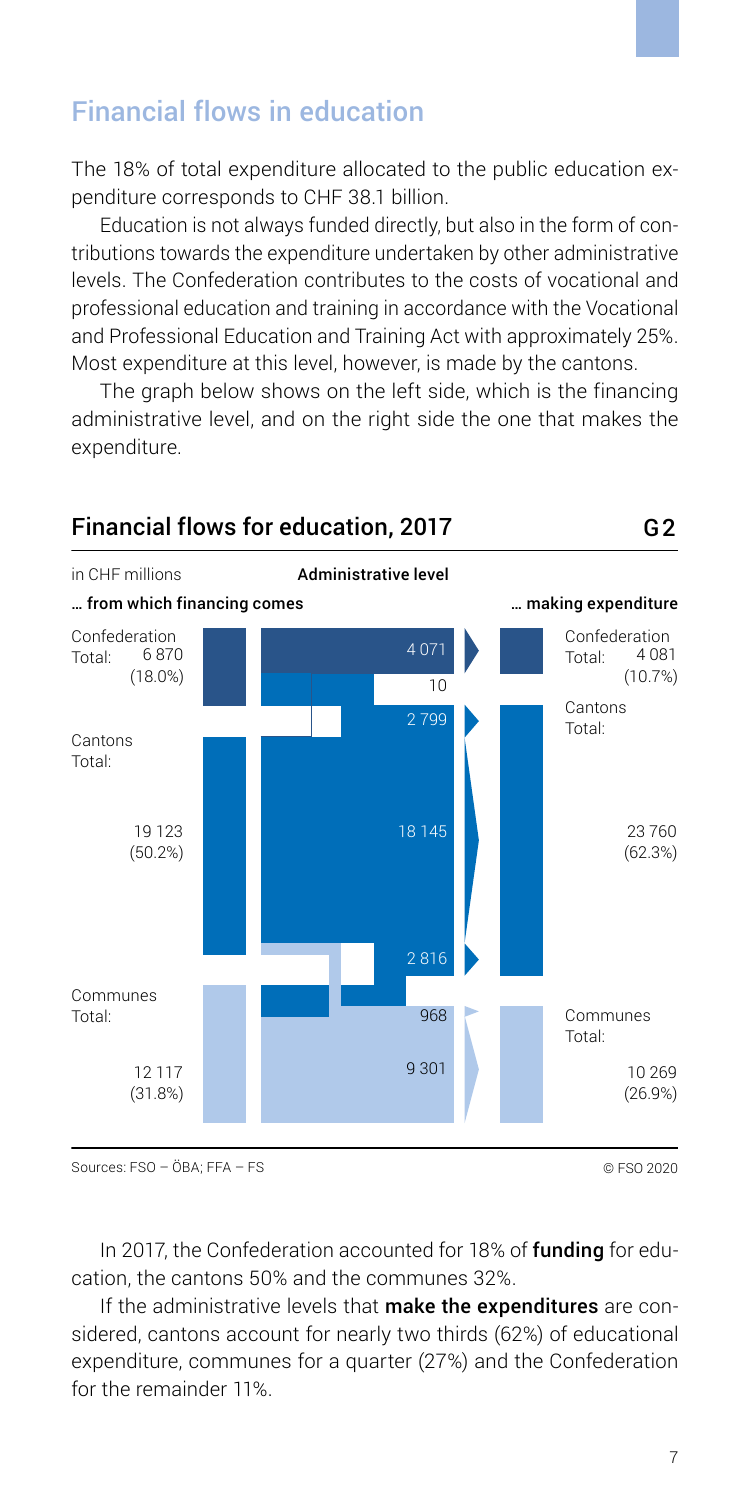## Financial flows in education

The 18% of total expenditure allocated to the public education expenditure corresponds to CHF 38.1 billion.

Education is not always funded directly, but also in the form of contributions towards the expenditure undertaken by other administrative levels. The Confederation contributes to the costs of vocational and professional education and training in accordance with the Vocational and Professional Education and Training Act with approximately 25%. Most expenditure at this level, however, is made by the cantons.

The graph below shows on the left side, which is the financing administrative level, and on the right side the one that makes the expenditure.

### Financial flows for education, 2017 G2

in CHF millions

Administrative level

| … from which financing comes | Flows | … making expenditure |
|---|---|---|
| Confederation Total: 6 870 (18.0%) | 4 071 | Confederation Total: 4 081 (10.7%) |
| | 10 | |
| | 2 799 | |
| Cantons Total: 19 123 (50.2%) | 18 145 | Cantons Total: 23 760 (62.3%) |
| | 2 816 | |
| Communes Total: 12 117 (31.8%) | 968 | Communes Total: 10 269 (26.9%) |
| | 9 301 | |

Sources: FSO – ÖBA; FFA – FS

© FSO 2020

In 2017, the Confederation accounted for 18% of **funding** for education, the cantons 50% and the communes 32%.

If the administrative levels that **make the expenditures** are considered, cantons account for nearly two thirds (62%) of educational expenditure, communes for a quarter (27%) and the Confederation for the remainder 11%.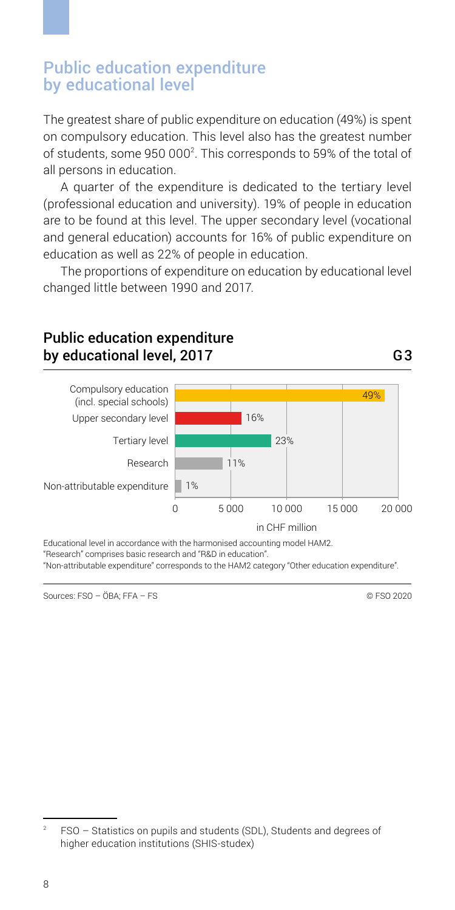## Public education expenditure by educational level

The greatest share of public expenditure on education (49%) is spent on compulsory education. This level also has the greatest number of students, some 950 000[2]. This corresponds to 59% of the total of all persons in education.

A quarter of the expenditure is dedicated to the tertiary level (professional education and university). 19% of people in education are to be found at this level. The upper secondary level (vocational and general education) accounts for 16% of public expenditure on education as well as 22% of people in education.

The proportions of expenditure on education by educational level changed little between 1990 and 2017.

### Public education expenditure by educational level, 2017 — G3

| Educational level | Share |
| --- | --- |
| Compulsory education (incl. special schools) | 49% |
| Upper secondary level | 16% |
| Tertiary level | 23% |
| Research | 11% |
| Non-attributable expenditure | 1% |

in CHF million (axis: 0, 5 000, 10 000, 15 000, 20 000)

Educational level in accordance with the harmonised accounting model HAM2.
"Research" comprises basic research and "R&D in education".
"Non-attributable expenditure" corresponds to the HAM2 category "Other education expenditure".

Sources: FSO – ÖBA; FFA – FS — © FSO 2020

[2] FSO – Statistics on pupils and students (SDL), Students and degrees of higher education institutions (SHIS-studex)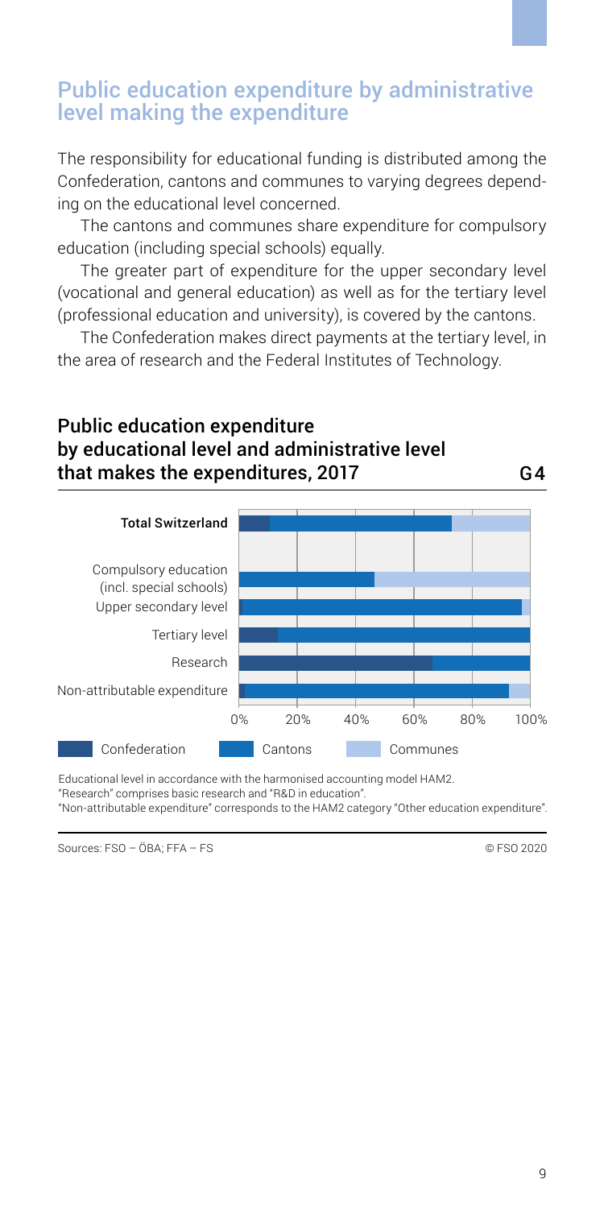## Public education expenditure by administrative level making the expenditure

The responsibility for educational funding is distributed among the Confederation, cantons and communes to varying degrees depending on the educational level concerned.

The cantons and communes share expenditure for compulsory education (including special schools) equally.

The greater part of expenditure for the upper secondary level (vocational and general education) as well as for the tertiary level (professional education and university), is covered by the cantons.

The Confederation makes direct payments at the tertiary level, in the area of research and the Federal Institutes of Technology.

### Public education expenditure by educational level and administrative level that makes the expenditures, 2017 — G4

Categories: Total Switzerland; Compulsory education (incl. special schools); Upper secondary level; Tertiary level; Research; Non-attributable expenditure

Legend: Confederation, Cantons, Communes

Axis: 0%, 20%, 40%, 60%, 80%, 100%

Educational level in accordance with the harmonised accounting model HAM2.
"Research" comprises basic research and "R&D in education".
"Non-attributable expenditure" corresponds to the HAM2 category "Other education expenditure".

Sources: FSO – ÖBA; FFA – FS

© FSO 2020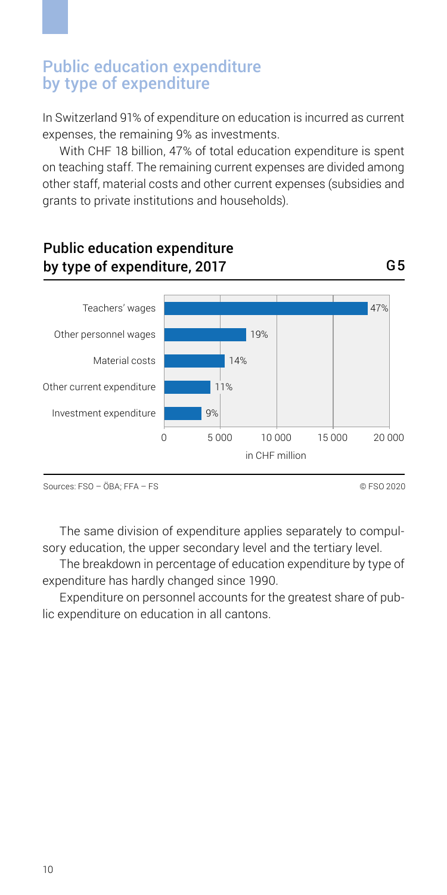## Public education expenditure by type of expenditure

In Switzerland 91% of expenditure on education is incurred as current expenses, the remaining 9% as investments.

With CHF 18 billion, 47% of total education expenditure is spent on teaching staff. The remaining current expenses are divided among other staff, material costs and other current expenses (subsidies and grants to private institutions and households).

### Public education expenditure by type of expenditure, 2017 G5

| Type of expenditure | Share |
| --- | --- |
| Teachers' wages | 47% |
| Other personnel wages | 19% |
| Material costs | 14% |
| Other current expenditure | 11% |
| Investment expenditure | 9% |

in CHF million

Sources: FSO – ÖBA; FFA – FS © FSO 2020

The same division of expenditure applies separately to compulsory education, the upper secondary level and the tertiary level.

The breakdown in percentage of education expenditure by type of expenditure has hardly changed since 1990.

Expenditure on personnel accounts for the greatest share of public expenditure on education in all cantons.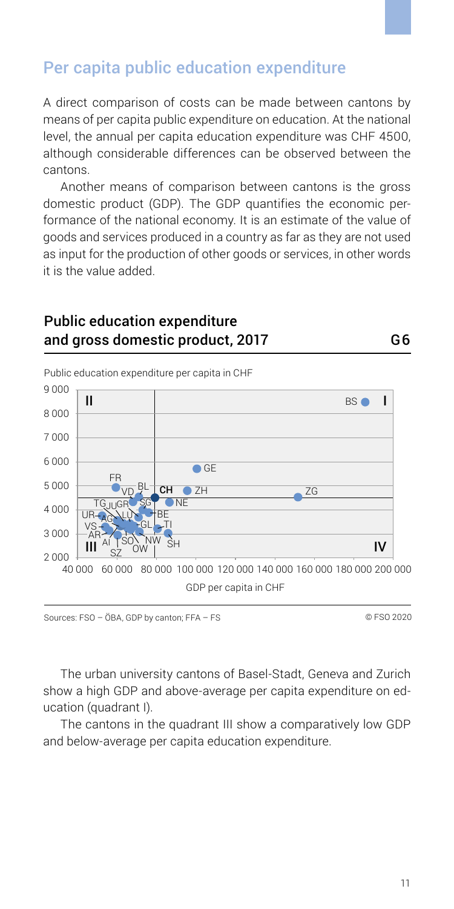## Per capita public education expenditure

A direct comparison of costs can be made between cantons by means of per capita public expenditure on education. At the national level, the annual per capita education expenditure was CHF 4500, although considerable differences can be observed between the cantons.

Another means of comparison between cantons is the gross domestic product (GDP). The GDP quantifies the economic performance of the national economy. It is an estimate of the value of goods and services produced in a country as far as they are not used as input for the production of other goods or services, in other words it is the value added.

### Public education expenditure and gross domestic product, 2017 — G6

Public education expenditure per capita in CHF

GDP per capita in CHF

Sources: FSO – ÖBA, GDP by canton; FFA – FS

© FSO 2020

The urban university cantons of Basel-Stadt, Geneva and Zurich show a high GDP and above-average per capita expenditure on education (quadrant I).

The cantons in the quadrant III show a comparatively low GDP and below-average per capita education expenditure.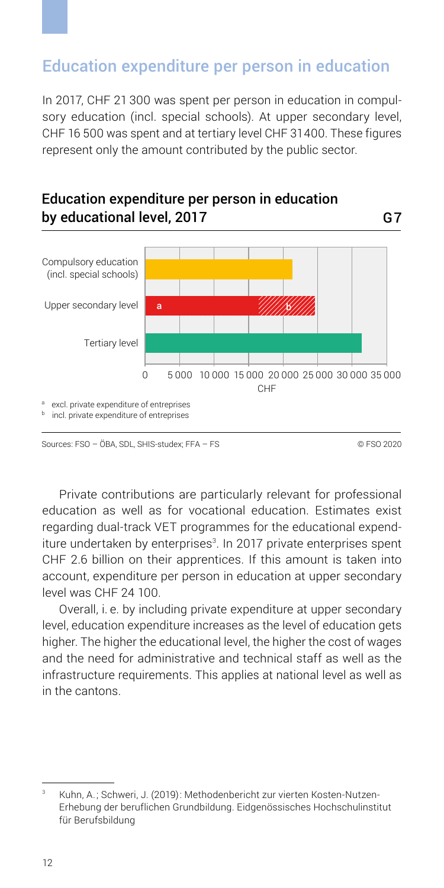## Education expenditure per person in education

In 2017, CHF 21 300 was spent per person in education in compulsory education (incl. special schools). At upper secondary level, CHF 16 500 was spent and at tertiary level CHF 31 400. These figures represent only the amount contributed by the public sector.

### Education expenditure per person in education by educational level, 2017

G7

Compulsory education (incl. special schools)

Upper secondary level a b

Tertiary level

0 5 000 10 000 15 000 20 000 25 000 30 000 35 000

CHF

[a] excl. private expenditure of entreprises
[b] incl. private expenditure of entreprises

Sources: FSO – ÖBA, SDL, SHIS-studex; FFA – FS

© FSO 2020

Private contributions are particularly relevant for professional education as well as for vocational education. Estimates exist regarding dual-track VET programmes for the educational expenditure undertaken by enterprises[3]. In 2017 private enterprises spent CHF 2.6 billion on their apprentices. If this amount is taken into account, expenditure per person in education at upper secondary level was CHF 24 100.

Overall, i. e. by including private expenditure at upper secondary level, education expenditure increases as the level of education gets higher. The higher the educational level, the higher the cost of wages and the need for administrative and technical staff as well as the infrastructure requirements. This applies at national level as well as in the cantons.

[3] Kuhn, A.; Schweri, J. (2019): Methodenbericht zur vierten Kosten-Nutzen-Erhebung der beruflichen Grundbildung. Eidgenössisches Hochschulinstitut für Berufsbildung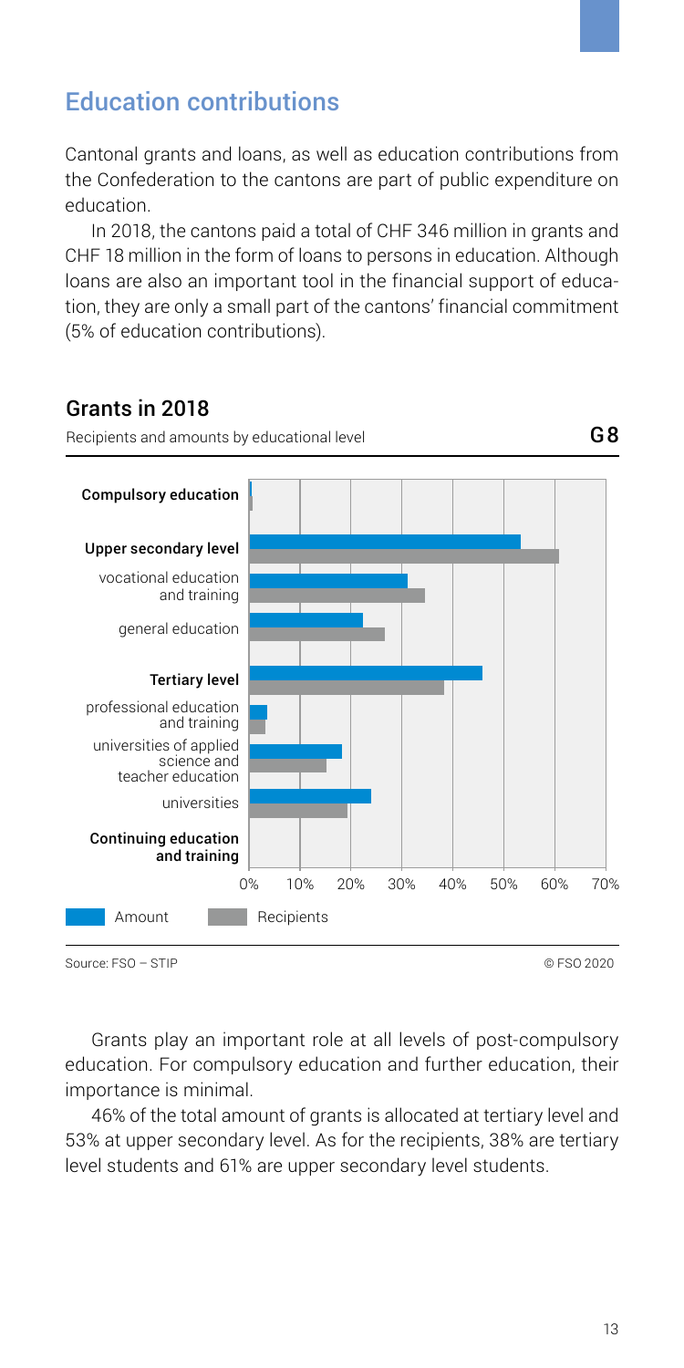## Education contributions

Cantonal grants and loans, as well as education contributions from the Confederation to the cantons are part of public expenditure on education.

In 2018, the cantons paid a total of CHF 346 million in grants and CHF 18 million in the form of loans to persons in education. Although loans are also an important tool in the financial support of education, they are only a small part of the cantons' financial commitment (5% of education contributions).

### Grants in 2018

Recipients and amounts by educational level

G8

Compulsory education

Upper secondary level

vocational education and training

general education

Tertiary level

professional education and training

universities of applied science and teacher education

universities

Continuing education and training

0% 10% 20% 30% 40% 50% 60% 70%

Amount Recipients

Source: FSO – STIP

© FSO 2020

Grants play an important role at all levels of post-compulsory education. For compulsory education and further education, their importance is minimal.

46% of the total amount of grants is allocated at tertiary level and 53% at upper secondary level. As for the recipients, 38% are tertiary level students and 61% are upper secondary level students.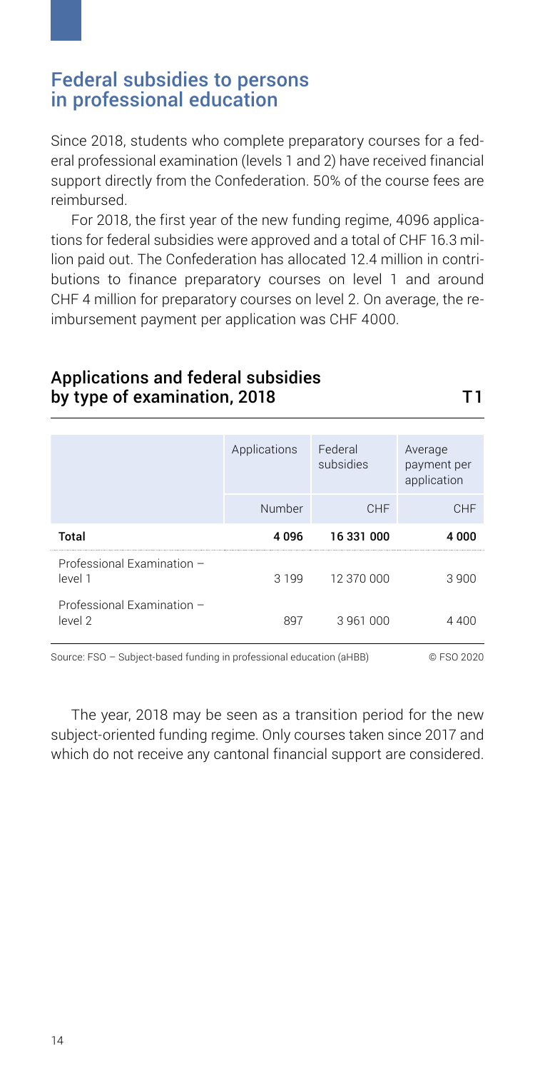## Federal subsidies to persons in professional education

Since 2018, students who complete preparatory courses for a federal professional examination (levels 1 and 2) have received financial support directly from the Confederation. 50% of the course fees are reimbursed.

For 2018, the first year of the new funding regime, 4096 applications for federal subsidies were approved and a total of CHF 16.3 million paid out. The Confederation has allocated 12.4 million in contributions to finance preparatory courses on level 1 and around CHF 4 million for preparatory courses on level 2. On average, the reimbursement payment per application was CHF 4000.

### Applications and federal subsidies by type of examination, 2018 — T1

| | Applications | Federal subsidies | Average payment per application |
|---|---|---|---|
| | Number | CHF | CHF |
| **Total** | **4 096** | **16 331 000** | **4 000** |
| Professional Examination – level 1 | 3 199 | 12 370 000 | 3 900 |
| Professional Examination – level 2 | 897 | 3 961 000 | 4 400 |

Source: FSO – Subject-based funding in professional education (aHBB) © FSO 2020

The year, 2018 may be seen as a transition period for the new subject-oriented funding regime. Only courses taken since 2017 and which do not receive any cantonal financial support are considered.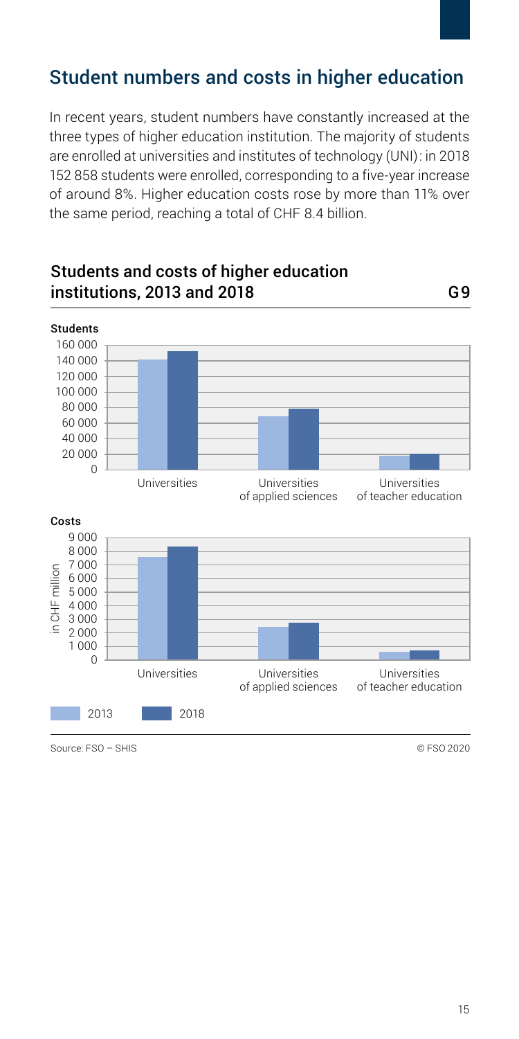## Student numbers and costs in higher education

In recent years, student numbers have constantly increased at the three types of higher education institution. The majority of students are enrolled at universities and institutes of technology (UNI): in 2018 152 858 students were enrolled, corresponding to a five-year increase of around 8%. Higher education costs rose by more than 11% over the same period, reaching a total of CHF 8.4 billion.

### Students and costs of higher education institutions, 2013 and 2018 — G9

**Students**

**Costs** (in CHF million)

Categories: Universities; Universities of applied sciences; Universities of teacher education

Legend: 2013, 2018

Source: FSO – SHIS

© FSO 2020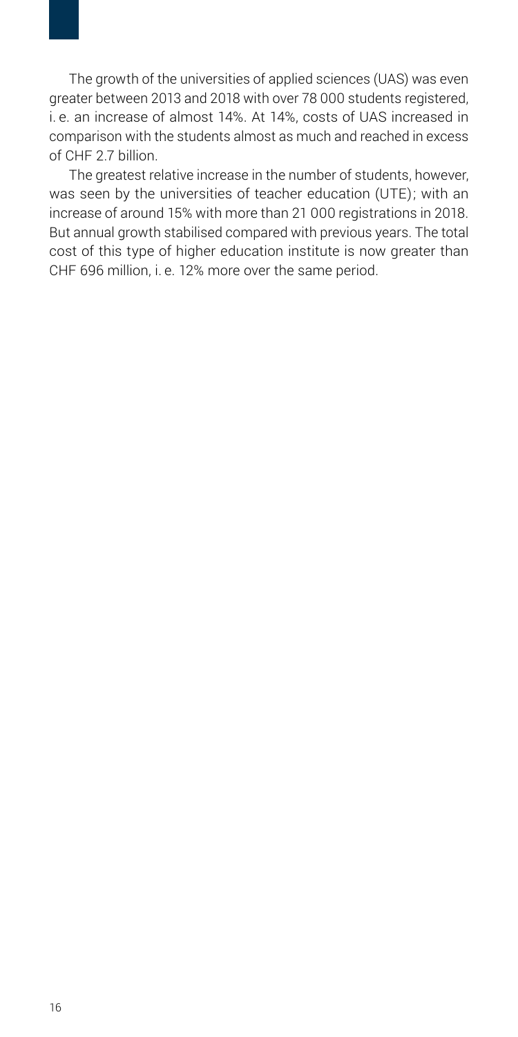The growth of the universities of applied sciences (UAS) was even greater between 2013 and 2018 with over 78 000 students registered, i. e. an increase of almost 14%. At 14%, costs of UAS increased in comparison with the students almost as much and reached in excess of CHF 2.7 billion.

The greatest relative increase in the number of students, however, was seen by the universities of teacher education (UTE); with an increase of around 15% with more than 21 000 registrations in 2018. But annual growth stabilised compared with previous years. The total cost of this type of higher education institute is now greater than CHF 696 million, i. e. 12% more over the same period.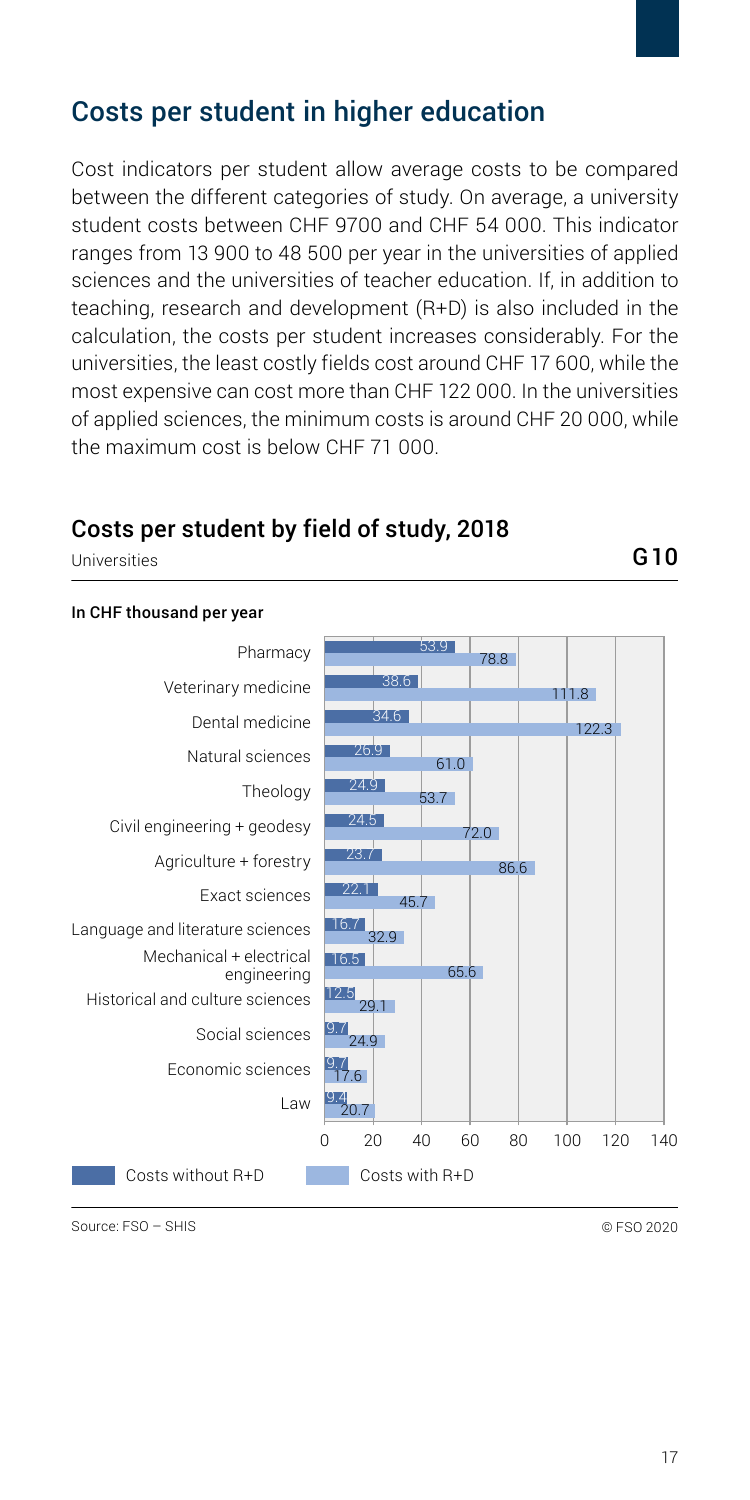## Costs per student in higher education

Cost indicators per student allow average costs to be compared between the different categories of study. On average, a university student costs between CHF 9700 and CHF 54 000. This indicator ranges from 13 900 to 48 500 per year in the universities of applied sciences and the universities of teacher education. If, in addition to teaching, research and development (R+D) is also included in the calculation, the costs per student increases considerably. For the universities, the least costly fields cost around CHF 17 600, while the most expensive can cost more than CHF 122 000. In the universities of applied sciences, the minimum costs is around CHF 20 000, while the maximum cost is below CHF 71 000.

### Costs per student by field of study, 2018

Universities — G10

In CHF thousand per year

| Field of study | Costs without R+D | Costs with R+D |
|---|---|---|
| Pharmacy | 53.9 | 78.8 |
| Veterinary medicine | 38.6 | 111.8 |
| Dental medicine | 34.6 | 122.3 |
| Natural sciences | 26.9 | 61.0 |
| Theology | 24.9 | 53.7 |
| Civil engineering + geodesy | 24.5 | 72.0 |
| Agriculture + forestry | 23.7 | 86.6 |
| Exact sciences | 22.1 | 45.7 |
| Language and literature sciences | 16.7 | 32.9 |
| Mechanical + electrical engineering | 16.5 | 65.6 |
| Historical and culture sciences | 12.5 | 29.1 |
| Social sciences | 9.7 | 24.9 |
| Economic sciences | 9.7 | 17.6 |
| Law | 9.4 | 20.7 |

Source: FSO – SHIS

© FSO 2020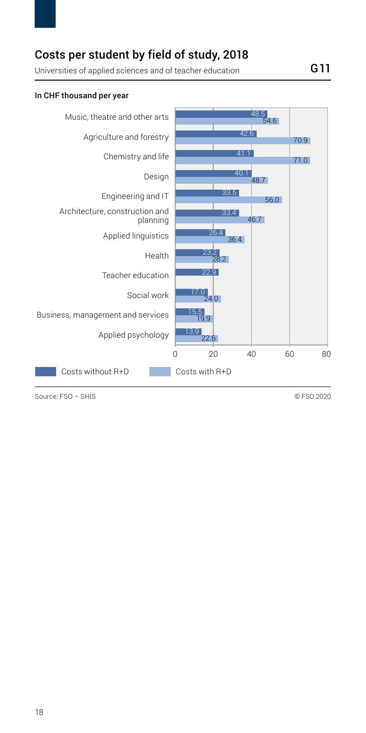## Costs per student by field of study, 2018

Universities of applied sciences and of teacher education

G11

**In CHF thousand per year**

| Field of study | Costs without R+D | Costs with R+D |
|---|---|---|
| Music, theatre and other arts | 48.5 | 54.6 |
| Agriculture and forestry | 42.6 | 70.9 |
| Chemistry and life | 41.1 | 71.0 |
| Design | 40.1 | 48.7 |
| Engineering and IT | 33.5 | 56.0 |
| Architecture, construction and planning | 33.4 | 46.7 |
| Applied linguistics | 26.4 | 36.4 |
| Health | 23.2 | 28.2 |
| Teacher education | 22.9 | |
| Social work | 17.0 | 24.0 |
| Business, management and services | 15.5 | 19.9 |
| Applied psychology | 13.9 | 22.6 |

Source: FSO – SHIS

© FSO 2020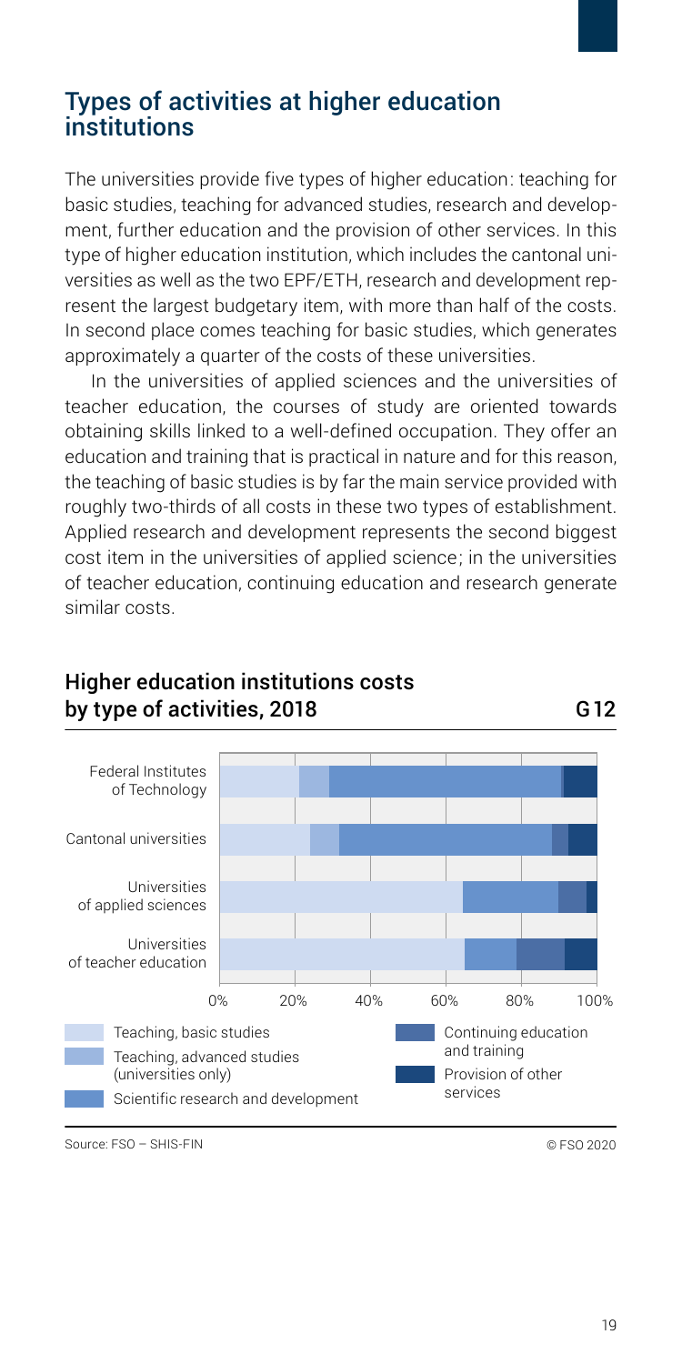## Types of activities at higher education institutions

The universities provide five types of higher education: teaching for basic studies, teaching for advanced studies, research and development, further education and the provision of other services. In this type of higher education institution, which includes the cantonal universities as well as the two EPF/ETH, research and development represent the largest budgetary item, with more than half of the costs. In second place comes teaching for basic studies, which generates approximately a quarter of the costs of these universities.

In the universities of applied sciences and the universities of teacher education, the courses of study are oriented towards obtaining skills linked to a well-defined occupation. They offer an education and training that is practical in nature and for this reason, the teaching of basic studies is by far the main service provided with roughly two-thirds of all costs in these two types of establishment. Applied research and development represents the second biggest cost item in the universities of applied science; in the universities of teacher education, continuing education and research generate similar costs.

### Higher education institutions costs by type of activities, 2018 — G12

Categories: Federal Institutes of Technology; Cantonal universities; Universities of applied sciences; Universities of teacher education

Axis: 0%, 20%, 40%, 60%, 80%, 100%

Legend: Teaching, basic studies; Teaching, advanced studies (universities only); Scientific research and development; Continuing education and training; Provision of other services

Source: FSO – SHIS-FIN

© FSO 2020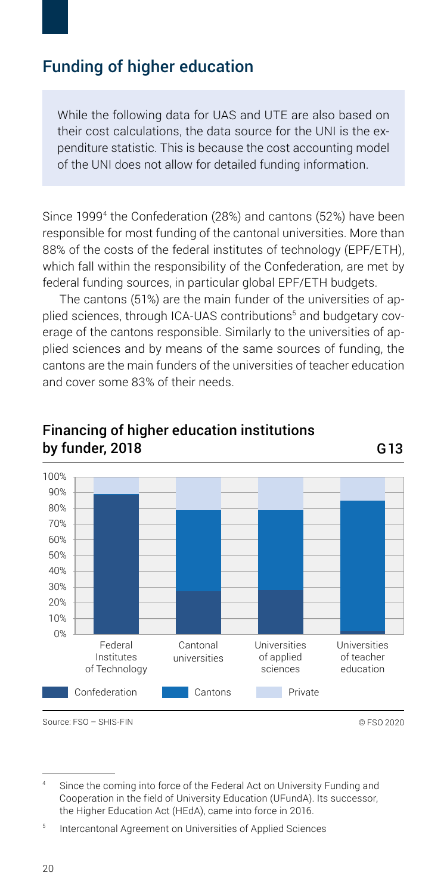## Funding of higher education

> While the following data for UAS and UTE are also based on their cost calculations, the data source for the UNI is the expenditure statistic. This is because the cost accounting model of the UNI does not allow for detailed funding information.

Since 1999[4] the Confederation (28%) and cantons (52%) have been responsible for most funding of the cantonal universities. More than 88% of the costs of the federal institutes of technology (EPF/ETH), which fall within the responsibility of the Confederation, are met by federal funding sources, in particular global EPF/ETH budgets.

The cantons (51%) are the main funder of the universities of applied sciences, through ICA-UAS contributions[5] and budgetary coverage of the cantons responsible. Similarly to the universities of applied sciences and by means of the same sources of funding, the cantons are the main funders of the universities of teacher education and cover some 83% of their needs.

### Financing of higher education institutions by funder, 2018 — G13

Source: FSO – SHIS-FIN

© FSO 2020

---

[4] Since the coming into force of the Federal Act on University Funding and Cooperation in the field of University Education (UFundA). Its successor, the Higher Education Act (HEdA), came into force in 2016.

[5] Intercantonal Agreement on Universities of Applied Sciences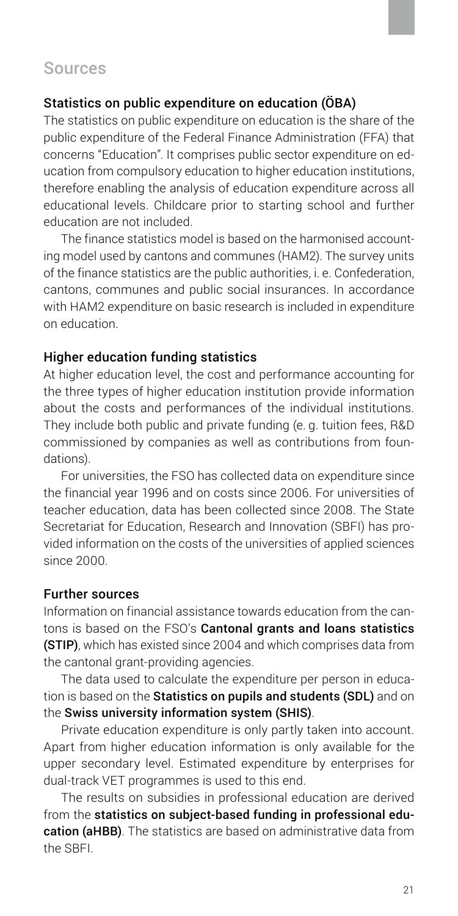## Sources

### Statistics on public expenditure on education (ÖBA)

The statistics on public expenditure on education is the share of the public expenditure of the Federal Finance Administration (FFA) that concerns "Education". It comprises public sector expenditure on education from compulsory education to higher education institutions, therefore enabling the analysis of education expenditure across all educational levels. Childcare prior to starting school and further education are not included.

The finance statistics model is based on the harmonised accounting model used by cantons and communes (HAM2). The survey units of the finance statistics are the public authorities, i. e. Confederation, cantons, communes and public social insurances. In accordance with HAM2 expenditure on basic research is included in expenditure on education.

### Higher education funding statistics

At higher education level, the cost and performance accounting for the three types of higher education institution provide information about the costs and performances of the individual institutions. They include both public and private funding (e. g. tuition fees, R&D commissioned by companies as well as contributions from foundations).

For universities, the FSO has collected data on expenditure since the financial year 1996 and on costs since 2006. For universities of teacher education, data has been collected since 2008. The State Secretariat for Education, Research and Innovation (SBFI) has provided information on the costs of the universities of applied sciences since 2000.

### Further sources

Information on financial assistance towards education from the cantons is based on the FSO's **Cantonal grants and loans statistics (STIP)**, which has existed since 2004 and which comprises data from the cantonal grant-providing agencies.

The data used to calculate the expenditure per person in education is based on the **Statistics on pupils and students (SDL)** and on the **Swiss university information system (SHIS)**.

Private education expenditure is only partly taken into account. Apart from higher education information is only available for the upper secondary level. Estimated expenditure by enterprises for dual-track VET programmes is used to this end.

The results on subsidies in professional education are derived from the **statistics on subject-based funding in professional education (aHBB)**. The statistics are based on administrative data from the SBFI.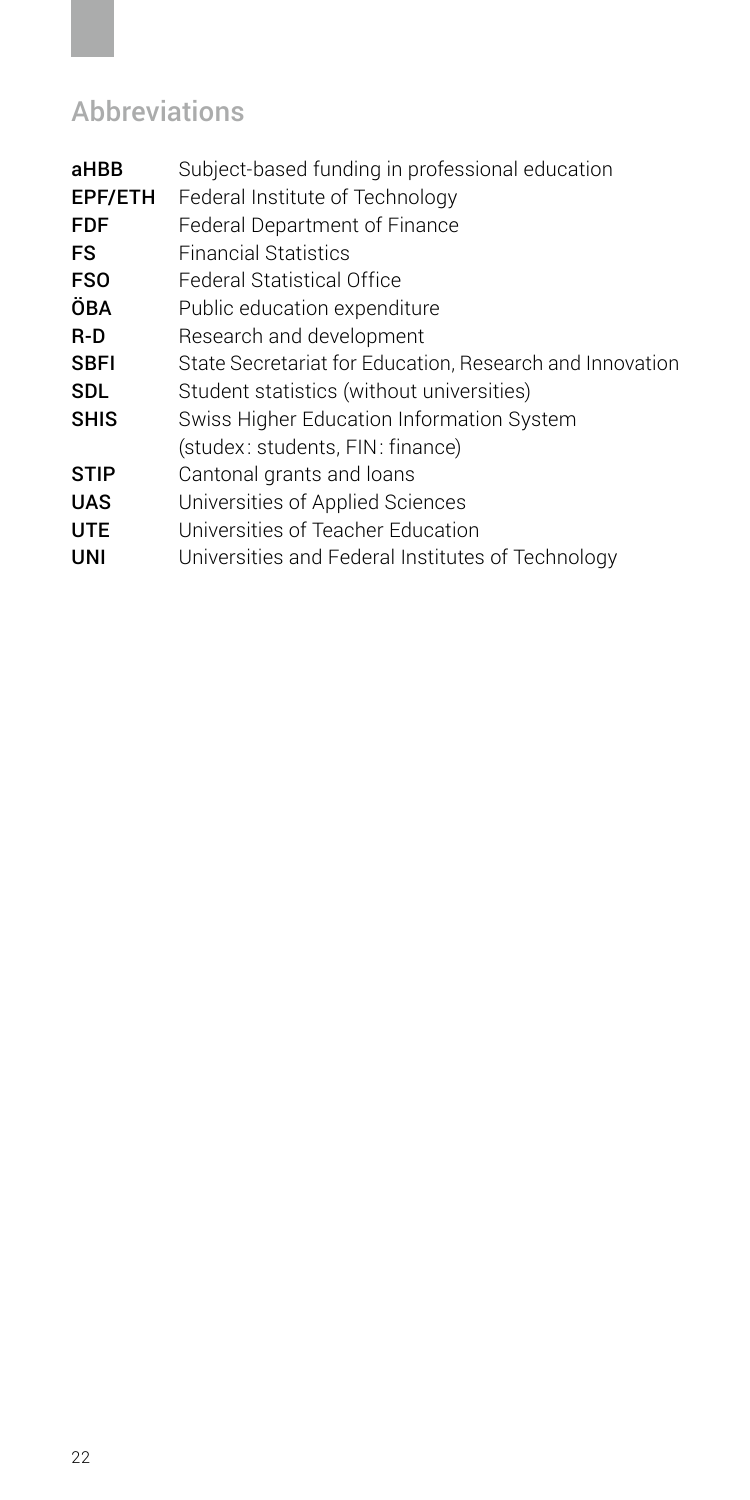## Abbreviations

| | |
|---|---|
| **aHBB** | Subject-based funding in professional education |
| **EPF/ETH** | Federal Institute of Technology |
| **FDF** | Federal Department of Finance |
| **FS** | Financial Statistics |
| **FSO** | Federal Statistical Office |
| **ÖBA** | Public education expenditure |
| **R-D** | Research and development |
| **SBFI** | State Secretariat for Education, Research and Innovation |
| **SDL** | Student statistics (without universities) |
| **SHIS** | Swiss Higher Education Information System (studex: students, FIN: finance) |
| **STIP** | Cantonal grants and loans |
| **UAS** | Universities of Applied Sciences |
| **UTE** | Universities of Teacher Education |
| **UNI** | Universities and Federal Institutes of Technology |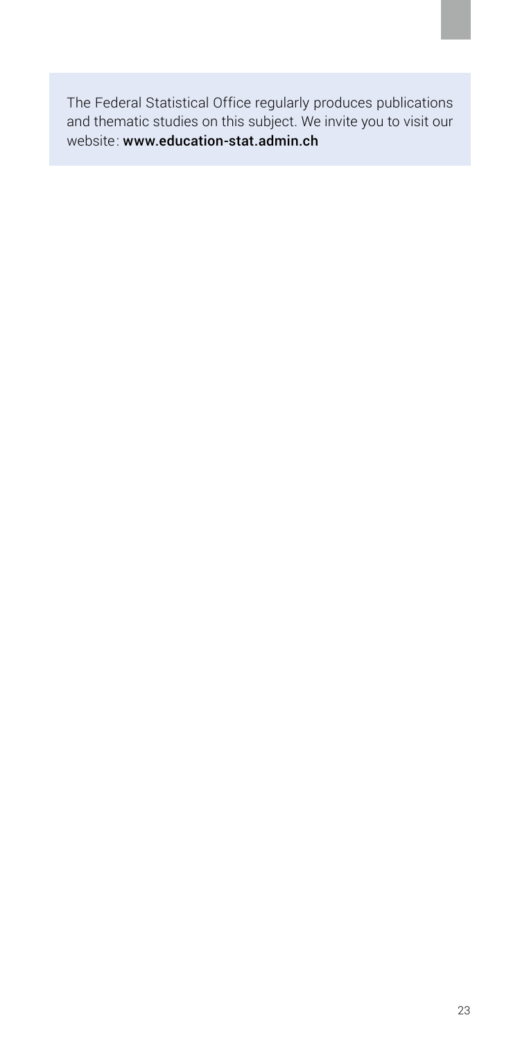The Federal Statistical Office regularly produces publications and thematic studies on this subject. We invite you to visit our website: **www.education-stat.admin.ch**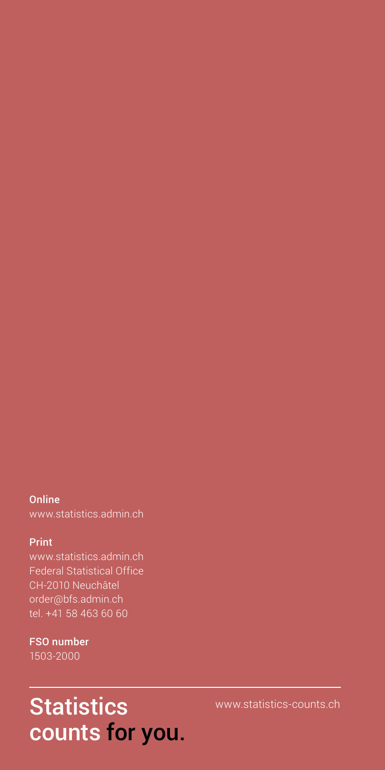**Online**
www.statistics.admin.ch

**Print**
www.statistics.admin.ch
Federal Statistical Office
CH-2010 Neuchâtel
order@bfs.admin.ch
tel. +41 58 463 60 60

**FSO number**
1503-2000

# Statistics counts for you.

www.statistics-counts.ch